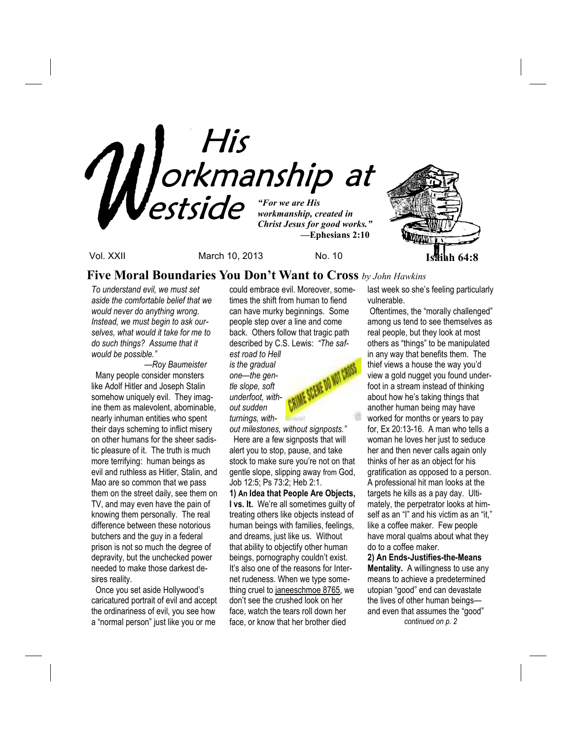# His Workmanship at Westside

*"For we are His workmanship, created in Christ Jesus for good works."* —**Ephesians 2:10**

**Isaiah 64:8**

Vol. XXII March 10, 2013 No. 10

## Five Moral Boundaries You Don't Want to Cross *by John Hawkins*

*To understand evil, we must set aside the comfortable belief that we would never do anything wrong. Instead, we must begin to ask ourselves, what would it take for me to do such things? Assume that it would be possible."*

*—Roy Baumeister*

Many people consider monsters like Adolf Hitler and Joseph Stalin somehow uniquely evil. They imagine them as malevolent, abominable, nearly inhuman entities who spent their days scheming to inflict misery on other humans for the sheer sadistic pleasure of it. The truth is much more terrifying: human beings as evil and ruthless as Hitler, Stalin, and Mao are so common that we pass them on the street daily, see them on TV, and may even have the pain of knowing them personally. The real difference between these notorious butchers and the guy in a federal prison is not so much the degree of depravity, but the unchecked power needed to make those darkest desires reality.

Once you set aside Hollywood's caricatured portrait of evil and accept the ordinariness of evil, you see how a "normal person" just like you or me could embrace evil. Moreover, sometimes the shift from human to fiend can have murky beginnings. Some people step over a line and come back. Others follow that tragic path described by C.S. Lewis: *"The safest road to Hell is the gradual one—the gentle slope, soft underfoot, without sudden turnings, without milestones, without signposts."*

Here are a few signposts that will alert you to stop, pause, and take stock to make sure you're not on that gentle slope, slipping away from God, Job 12:5; Ps 73:2; Heb 2:1.

**1) An Idea that People Are Objects, I vs. It.** We're all sometimes guilty of treating others like objects instead of human beings with families, feelings, and dreams, just like us. Without that ability to objectify other human beings, pornography couldn't exist. It's also one of the reasons for Internet rudeness. When we type something cruel to janeeschmoe 8765, we don't see the crushed look on her face, watch the tears roll down her face, or know that her brother died last week so she's feeling particularly vulnerable.

Oftentimes, the "morally challenged" among us tend to see themselves as real people, but they look at most others as "things" to be manipulated in any way that benefits them. The thief views a house the way you'd view a gold nugget you found underfoot in a stream instead of thinking about how he's taking things that another human being may have worked for months or years to pay for, Ex 20:13-16. A man who tells a woman he loves her just to seduce her and then never calls again only thinks of her as an object for his gratification as opposed to a person. A professional hit man looks at the targets he kills as a pay day. Ultimately, the perpetrator looks at himself as an "I" and his victim as an "it," like a coffee maker. Few people have moral qualms about what they do to a coffee maker.

**2) An Ends-Justifies-the-Means Mentality.** A willingness to use any means to achieve a predetermined utopian "good" end can devastate the lives of other human beings—and even that assumes the "good"

*continued on p. 2*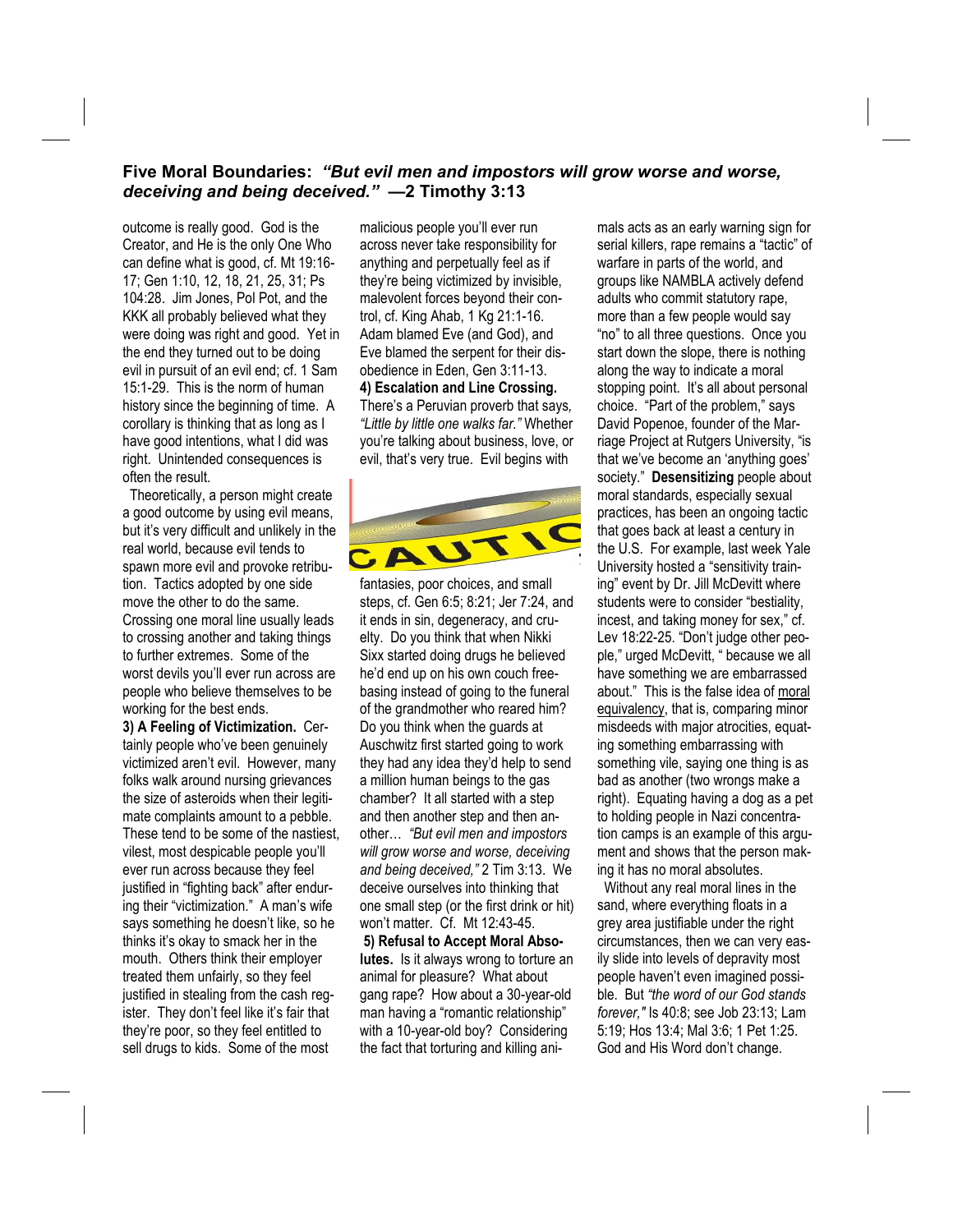## Five Moral Boundaries: *"But evil men and impostors will grow worse and worse, deceiving and being deceived."* —2 Timothy 3:13

outcome is really good. God is the Creator, and He is the only One Who can define what is good, cf. Mt 19:16-17; Gen 1:10, 12, 18, 21, 25, 31; Ps 104:28. Jim Jones, Pol Pot, and the KKK all probably believed what they were doing was right and good. Yet in the end they turned out to be doing evil in pursuit of an evil end; cf. 1 Sam 15:1-29. This is the norm of human history since the beginning of time. A corollary is thinking that as long as I have good intentions, what I did was right. Unintended consequences is often the result.

Theoretically, a person might create a good outcome by using evil means, but it's very difficult and unlikely in the real world, because evil tends to spawn more evil and provoke retribution. Tactics adopted by one side move the other to do the same. Crossing one moral line usually leads to crossing another and taking things to further extremes. Some of the worst devils you'll ever run across are people who believe themselves to be working for the best ends.

**3) A Feeling of Victimization.** Certainly people who've been genuinely victimized aren't evil. However, many folks walk around nursing grievances the size of asteroids when their legitimate complaints amount to a pebble. These tend to be some of the nastiest, vilest, most despicable people you'll ever run across because they feel justified in "fighting back" after enduring their "victimization." A man's wife says something he doesn't like, so he thinks it's okay to smack her in the mouth. Others think their employer treated them unfairly, so they feel justified in stealing from the cash register. They don't feel like it's fair that they're poor, so they feel entitled to sell drugs to kids. Some of the most malicious people you'll ever run across never take responsibility for anything and perpetually feel as if they're being victimized by invisible, malevolent forces beyond their control, cf. King Ahab, 1 Kg 21:1-16. Adam blamed Eve (and God), and Eve blamed the serpent for their disobedience in Eden, Gen 3:11-13.

**4) Escalation and Line Crossing.** There's a Peruvian proverb that says, *"Little by little one walks far."* Whether you're talking about business, love, or evil, that's very true. Evil begins with fantasies, poor choices, and small steps, cf. Gen 6:5; 8:21; Jer 7:24, and it ends in sin, degeneracy, and cruelty. Do you think that when Nikki Sixx started doing drugs he believed he'd end up on his own couch freebasing instead of going to the funeral of the grandmother who reared him? Do you think when the guards at Auschwitz first started going to work they had any idea they'd help to send a million human beings to the gas chamber? It all started with a step and then another step and then another… *"But evil men and impostors will grow worse and worse, deceiving and being deceived,"* 2 Tim 3:13. We deceive ourselves into thinking that one small step (or the first drink or hit) won't matter. Cf. Mt 12:43-45.

**5) Refusal to Accept Moral Absolutes.** Is it always wrong to torture an animal for pleasure? What about gang rape? How about a 30-year-old man having a "romantic relationship" with a 10-year-old boy? Considering the fact that torturing and killing animals acts as an early warning sign for serial killers, rape remains a "tactic" of warfare in parts of the world, and groups like NAMBLA actively defend adults who commit statutory rape, more than a few people would say "no" to all three questions. Once you start down the slope, there is nothing along the way to indicate a moral stopping point. It's all about personal choice. "Part of the problem," says David Popenoe, founder of the Marriage Project at Rutgers University, "is that we've become an 'anything goes' society." **Desensitizing** people about moral standards, especially sexual practices, has been an ongoing tactic that goes back at least a century in the U.S. For example, last week Yale University hosted a "sensitivity training" event by Dr. Jill McDevitt where students were to consider "bestiality, incest, and taking money for sex," cf. Lev 18:22-25. "Don't judge other people," urged McDevitt, " because we all have something we are embarrassed about." This is the false idea of moral equivalency, that is, comparing minor misdeeds with major atrocities, equating something embarrassing with something vile, saying one thing is as bad as another (two wrongs make a right). Equating having a dog as a pet to holding people in Nazi concentration camps is an example of this argument and shows that the person making it has no moral absolutes.

Without any real moral lines in the sand, where everything floats in a grey area justifiable under the right circumstances, then we can very easily slide into levels of depravity most people haven't even imagined possible. But *"the word of our God stands forever,"* Is 40:8; see Job 23:13; Lam 5:19; Hos 13:4; Mal 3:6; 1 Pet 1:25. God and His Word don't change.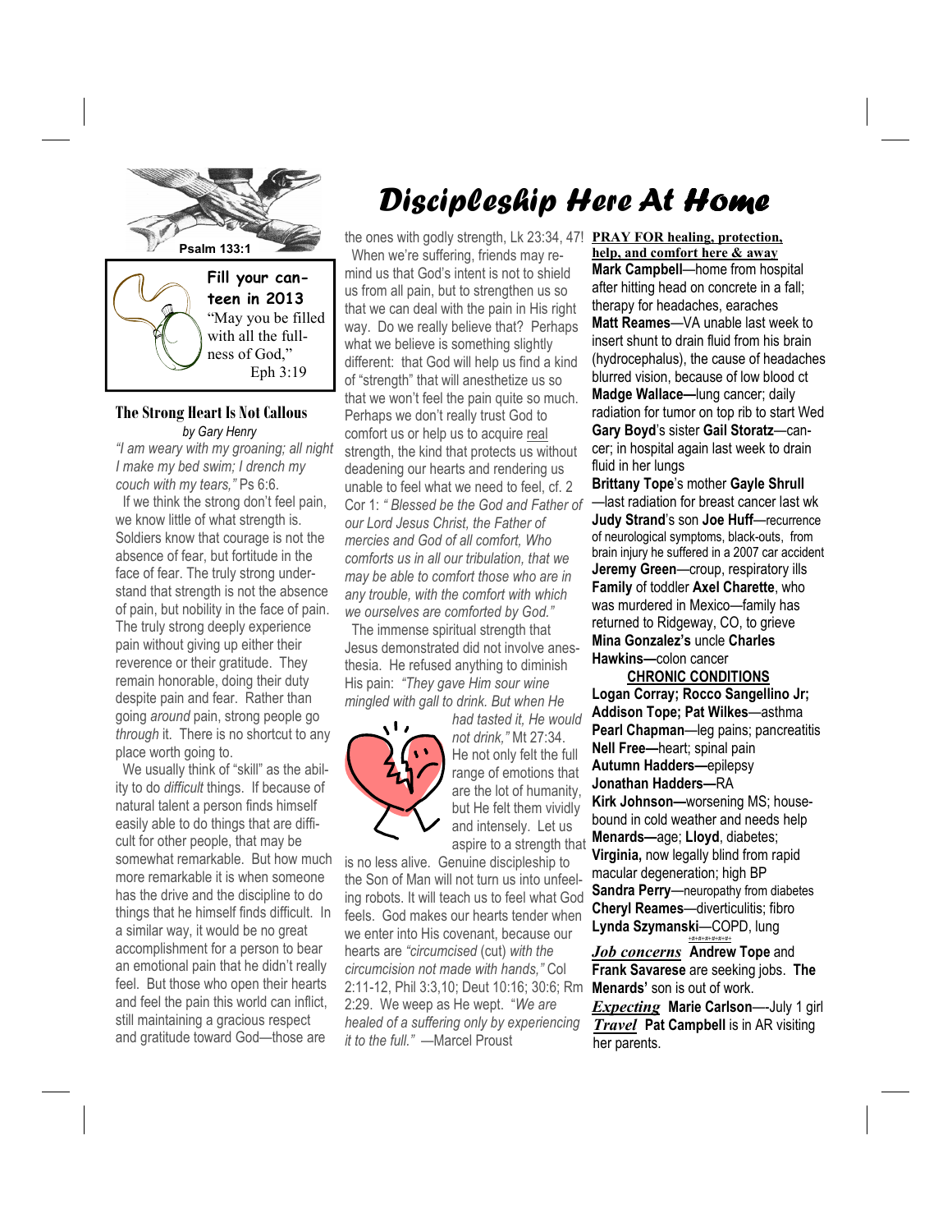# Discipleship Here At Home

Psalm 133:1

**Fill your canteen in 2013**

"May you be filled with all the fullness of God,"
Eph 3:19

## The Strong Heart Is Not Callous

*by Gary Henry*

*"I am weary with my groaning; all night I make my bed swim; I drench my couch with my tears,"* Ps 6:6.

If we think the strong don't feel pain, we know little of what strength is. Soldiers know that courage is not the absence of fear, but fortitude in the face of fear. The truly strong understand that strength is not the absence of pain, but nobility in the face of pain. The truly strong deeply experience pain without giving up either their reverence or their gratitude. They remain honorable, doing their duty despite pain and fear. Rather than going *around* pain, strong people go *through* it. There is no shortcut to any place worth going to.

We usually think of "skill" as the ability to do *difficult* things. If because of natural talent a person finds himself easily able to do things that are difficult for other people, that may be somewhat remarkable. But how much more remarkable it is when someone has the drive and the discipline to do things that he himself finds difficult. In a similar way, it would be no great accomplishment for a person to bear an emotional pain that he didn't really feel. But those who open their hearts and feel the pain this world can inflict, still maintaining a gracious respect and gratitude toward God—those are the ones with godly strength, Lk 23:34, 47!

When we're suffering, friends may remind us that God's intent is not to shield us from all pain, but to strengthen us so that we can deal with the pain in His right way. Do we really believe that? Perhaps what we believe is something slightly different: that God will help us find a kind of "strength" that will anesthetize us so that we won't feel the pain quite so much. Perhaps we don't really trust God to comfort us or help us to acquire real strength, the kind that protects us without deadening our hearts and rendering us unable to feel what we need to feel, cf. 2 Cor 1: *" Blessed be the God and Father of our Lord Jesus Christ, the Father of mercies and God of all comfort, Who comforts us in all our tribulation, that we may be able to comfort those who are in any trouble, with the comfort with which we ourselves are comforted by God."*

The immense spiritual strength that Jesus demonstrated did not involve anesthesia. He refused anything to diminish His pain: *"They gave Him sour wine mingled with gall to drink. But when He had tasted it, He would not drink,"* Mt 27:34. He not only felt the full range of emotions that are the lot of humanity, but He felt them vividly and intensely. Let us aspire to a strength that is no less alive. Genuine discipleship to the Son of Man will not turn us into unfeeling robots. It will teach us to feel what God feels. God makes our hearts tender when we enter into His covenant, because our hearts are *"circumcised* (cut) *with the circumcision not made with hands,"* Col 2:11-12, Phil 3:3,10; Deut 10:16; 30:6; Rm 2:29. We weep as He wept. "*We are healed of a suffering only by experiencing it to the full."* —Marcel Proust

**PRAY FOR healing, protection, help, and comfort here & away**

**Mark Campbell**—home from hospital after hitting head on concrete in a fall; therapy for headaches, earaches

**Matt Reames**—VA unable last week to insert shunt to drain fluid from his brain (hydrocephalus), the cause of headaches blurred vision, because of low blood ct

**Madge Wallace—**lung cancer; daily radiation for tumor on top rib to start Wed

**Gary Boyd**'s sister **Gail Storatz**—cancer; in hospital again last week to drain fluid in her lungs

**Brittany Tope**'s mother **Gayle Shrull** —last radiation for breast cancer last wk

**Judy Strand**'s son **Joe Huff**—recurrence of neurological symptoms, black-outs, from brain injury he suffered in a 2007 car accident

**Jeremy Green**—croup, respiratory ills

**Family** of toddler **Axel Charette**, who was murdered in Mexico—family has returned to Ridgeway, CO, to grieve

**Mina Gonzalez's** uncle **Charles Hawkins—**colon cancer

**CHRONIC CONDITIONS**

**Logan Corray; Rocco Sangellino Jr; Addison Tope; Pat Wilkes**—asthma

**Pearl Chapman**—leg pains; pancreatitis

**Nell Free—**heart; spinal pain

**Autumn Hadders—**epilepsy

**Jonathan Hadders—**RA

**Kirk Johnson—**worsening MS; housebound in cold weather and needs help

**Menards—**age; **Lloyd**, diabetes; **Virginia,** now legally blind from rapid macular degeneration; high BP

**Sandra Perry**—neuropathy from diabetes

**Cheryl Reames**—diverticulitis; fibro

**Lynda Szymanski**—COPD, lung

***Job concerns*** **Andrew Tope** and **Frank Savarese** are seeking jobs. **The Menards'** son is out of work.

***Expecting*** **Marie Carlson**—-July 1 girl

***Travel*** **Pat Campbell** is in AR visiting her parents.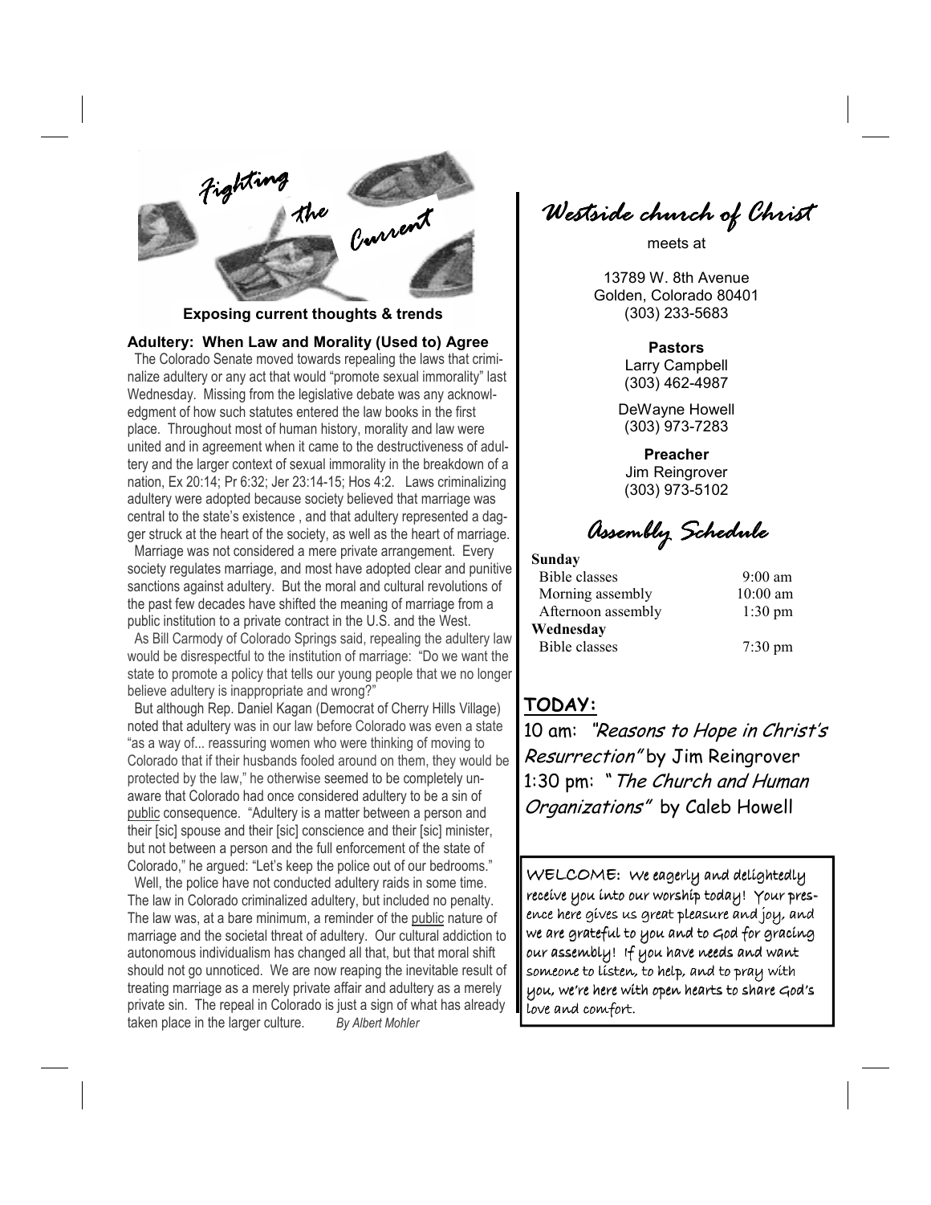*Fighting the Current*

**Exposing current thoughts & trends**

### Adultery: When Law and Morality (Used to) Agree

The Colorado Senate moved towards repealing the laws that criminalize adultery or any act that would "promote sexual immorality" last Wednesday. Missing from the legislative debate was any acknowledgment of how such statutes entered the law books in the first place. Throughout most of human history, morality and law were united and in agreement when it came to the destructiveness of adultery and the larger context of sexual immorality in the breakdown of a nation, Ex 20:14; Pr 6:32; Jer 23:14-15; Hos 4:2. Laws criminalizing adultery were adopted because society believed that marriage was central to the state's existence , and that adultery represented a dagger struck at the heart of the society, as well as the heart of marriage.

Marriage was not considered a mere private arrangement. Every society regulates marriage, and most have adopted clear and punitive sanctions against adultery. But the moral and cultural revolutions of the past few decades have shifted the meaning of marriage from a public institution to a private contract in the U.S. and the West.

As Bill Carmody of Colorado Springs said, repealing the adultery law would be disrespectful to the institution of marriage: "Do we want the state to promote a policy that tells our young people that we no longer believe adultery is inappropriate and wrong?"

But although Rep. Daniel Kagan (Democrat of Cherry Hills Village) noted that adultery was in our law before Colorado was even a state "as a way of... reassuring women who were thinking of moving to Colorado that if their husbands fooled around on them, they would be protected by the law," he otherwise seemed to be completely unaware that Colorado had once considered adultery to be a sin of public consequence. "Adultery is a matter between a person and their [sic] spouse and their [sic] conscience and their [sic] minister, but not between a person and the full enforcement of the state of Colorado," he argued: "Let's keep the police out of our bedrooms."

Well, the police have not conducted adultery raids in some time. The law in Colorado criminalized adultery, but included no penalty. The law was, at a bare minimum, a reminder of the public nature of marriage and the societal threat of adultery. Our cultural addiction to autonomous individualism has changed all that, but that moral shift should not go unnoticed. We are now reaping the inevitable result of treating marriage as a merely private affair and adultery as a merely private sin. The repeal in Colorado is just a sign of what has already taken place in the larger culture. *By Albert Mohler*

## *Westside church of Christ*

meets at

13789 W. 8th Avenue
Golden, Colorado 80401
(303) 233-5683

**Pastors**
Larry Campbell
(303) 462-4987

DeWayne Howell
(303) 973-7283

**Preacher**
Jim Reingrover
(303) 973-5102

## *Assembly Schedule*

| | |
|---|---|
| **Sunday** | |
| Bible classes | 9:00 am |
| Morning assembly | 10:00 am |
| Afternoon assembly | 1:30 pm |
| **Wednesday** | |
| Bible classes | 7:30 pm |

**TODAY:**

10 am: *"Reasons to Hope in Christ's Resurrection"* by Jim Reingrover
1:30 pm: *"The Church and Human Organizations"* by Caleb Howell

WELCOME: We eagerly and delightedly receive you into our worship today! Your presence here gives us great pleasure and joy, and we are grateful to you and to God for gracing our assembly! If you have needs and want someone to listen, to help, and to pray with you, we're here with open hearts to share God's love and comfort.